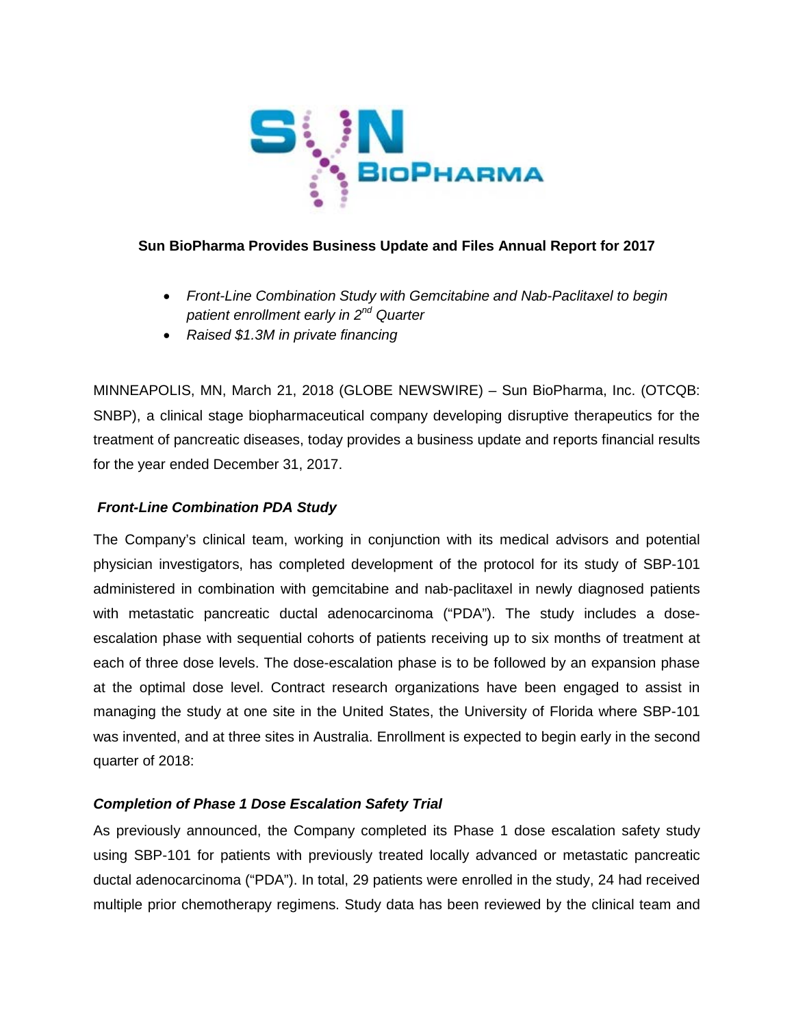**Sun BioPharma Provides Business Update and Files Annual Report for 2017**

- *Front-Line Combination Study with Gemcitabine and Nab-Paclitaxel to begin patient enrollment early in 2nd Quarter*
- *Raised $1.3M in private financing*

MINNEAPOLIS, MN, March 21, 2018 (GLOBE NEWSWIRE) – Sun BioPharma, Inc. (OTCQB: SNBP), a clinical stage biopharmaceutical company developing disruptive therapeutics for the treatment of pancreatic diseases, today provides a business update and reports financial results for the year ended December 31, 2017.

***Front-Line Combination PDA Study***

The Company's clinical team, working in conjunction with its medical advisors and potential physician investigators, has completed development of the protocol for its study of SBP-101 administered in combination with gemcitabine and nab-paclitaxel in newly diagnosed patients with metastatic pancreatic ductal adenocarcinoma ("PDA"). The study includes a dose-escalation phase with sequential cohorts of patients receiving up to six months of treatment at each of three dose levels. The dose-escalation phase is to be followed by an expansion phase at the optimal dose level. Contract research organizations have been engaged to assist in managing the study at one site in the United States, the University of Florida where SBP-101 was invented, and at three sites in Australia. Enrollment is expected to begin early in the second quarter of 2018:

***Completion of Phase 1 Dose Escalation Safety Trial***

As previously announced, the Company completed its Phase 1 dose escalation safety study using SBP-101 for patients with previously treated locally advanced or metastatic pancreatic ductal adenocarcinoma ("PDA"). In total, 29 patients were enrolled in the study, 24 had received multiple prior chemotherapy regimens. Study data has been reviewed by the clinical team and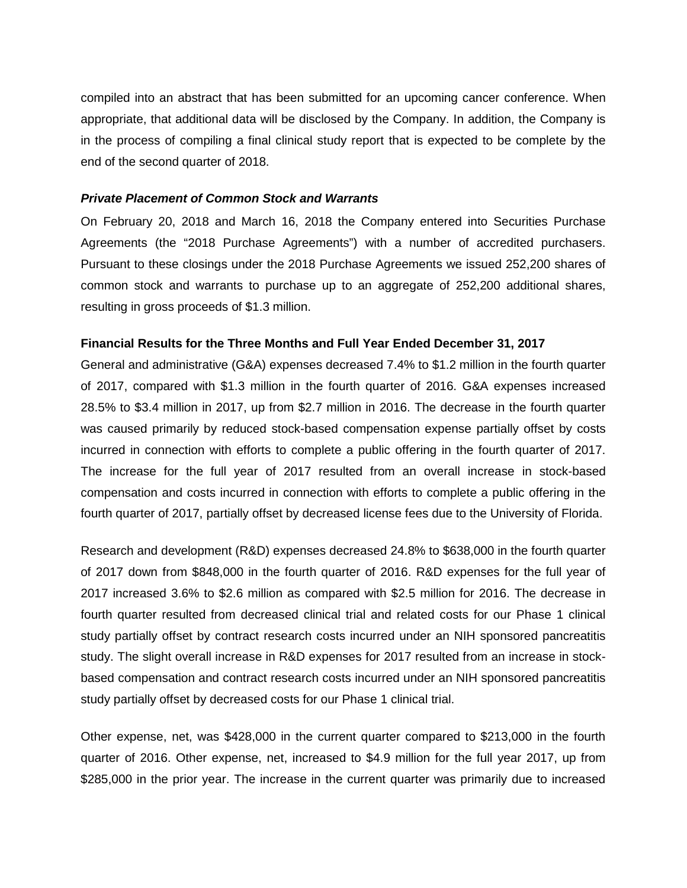compiled into an abstract that has been submitted for an upcoming cancer conference. When appropriate, that additional data will be disclosed by the Company. In addition, the Company is in the process of compiling a final clinical study report that is expected to be complete by the end of the second quarter of 2018.

***Private Placement of Common Stock and Warrants***

On February 20, 2018 and March 16, 2018 the Company entered into Securities Purchase Agreements (the "2018 Purchase Agreements") with a number of accredited purchasers. Pursuant to these closings under the 2018 Purchase Agreements we issued 252,200 shares of common stock and warrants to purchase up to an aggregate of 252,200 additional shares, resulting in gross proceeds of $1.3 million.

**Financial Results for the Three Months and Full Year Ended December 31, 2017**

General and administrative (G&A) expenses decreased 7.4% to $1.2 million in the fourth quarter of 2017, compared with $1.3 million in the fourth quarter of 2016. G&A expenses increased 28.5% to $3.4 million in 2017, up from $2.7 million in 2016. The decrease in the fourth quarter was caused primarily by reduced stock-based compensation expense partially offset by costs incurred in connection with efforts to complete a public offering in the fourth quarter of 2017. The increase for the full year of 2017 resulted from an overall increase in stock-based compensation and costs incurred in connection with efforts to complete a public offering in the fourth quarter of 2017, partially offset by decreased license fees due to the University of Florida.

Research and development (R&D) expenses decreased 24.8% to $638,000 in the fourth quarter of 2017 down from $848,000 in the fourth quarter of 2016. R&D expenses for the full year of 2017 increased 3.6% to $2.6 million as compared with $2.5 million for 2016. The decrease in fourth quarter resulted from decreased clinical trial and related costs for our Phase 1 clinical study partially offset by contract research costs incurred under an NIH sponsored pancreatitis study. The slight overall increase in R&D expenses for 2017 resulted from an increase in stock-based compensation and contract research costs incurred under an NIH sponsored pancreatitis study partially offset by decreased costs for our Phase 1 clinical trial.

Other expense, net, was $428,000 in the current quarter compared to $213,000 in the fourth quarter of 2016. Other expense, net, increased to $4.9 million for the full year 2017, up from $285,000 in the prior year. The increase in the current quarter was primarily due to increased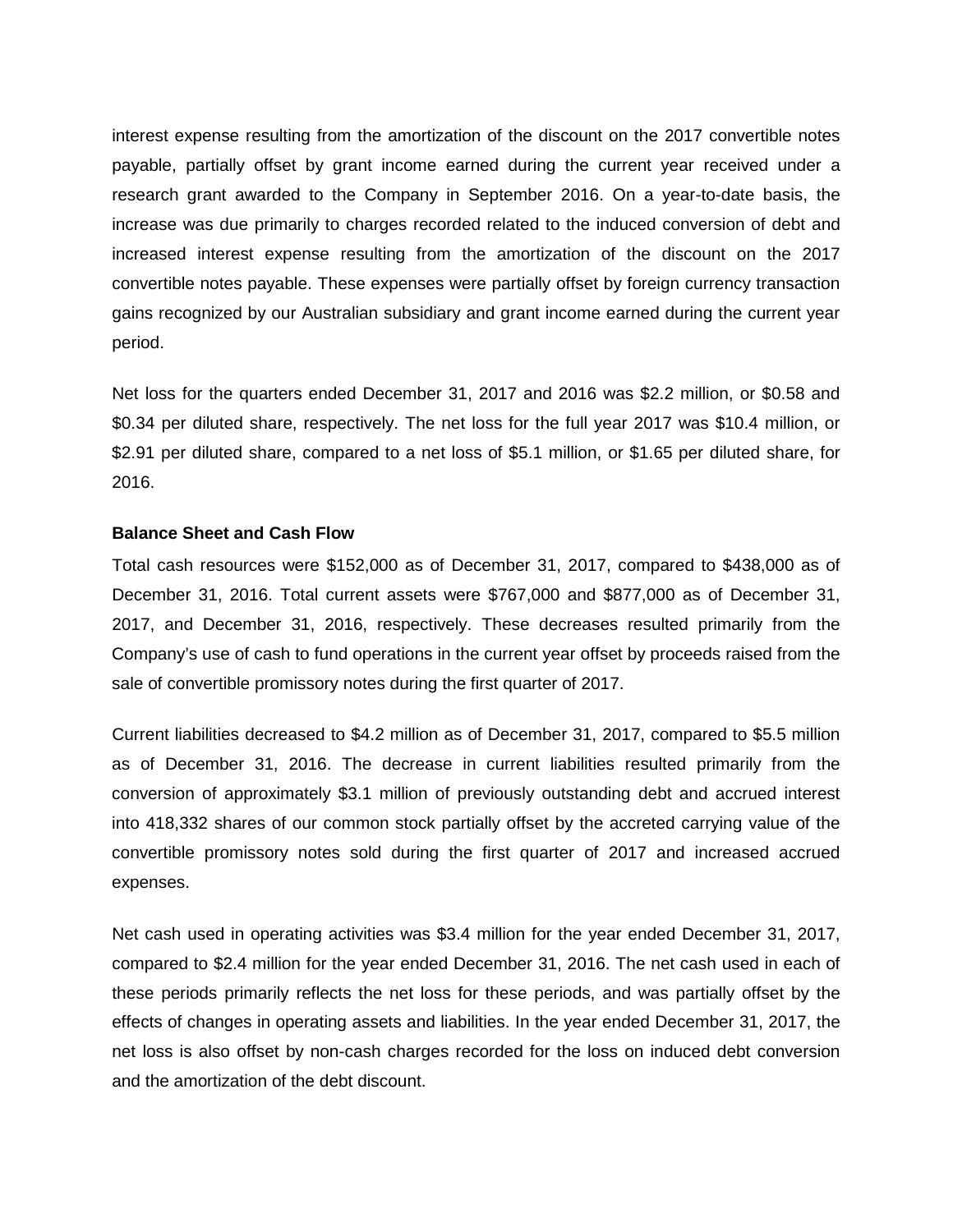interest expense resulting from the amortization of the discount on the 2017 convertible notes payable, partially offset by grant income earned during the current year received under a research grant awarded to the Company in September 2016. On a year-to-date basis, the increase was due primarily to charges recorded related to the induced conversion of debt and increased interest expense resulting from the amortization of the discount on the 2017 convertible notes payable. These expenses were partially offset by foreign currency transaction gains recognized by our Australian subsidiary and grant income earned during the current year period.

Net loss for the quarters ended December 31, 2017 and 2016 was $2.2 million, or $0.58 and $0.34 per diluted share, respectively. The net loss for the full year 2017 was $10.4 million, or $2.91 per diluted share, compared to a net loss of $5.1 million, or $1.65 per diluted share, for 2016.

**Balance Sheet and Cash Flow**

Total cash resources were $152,000 as of December 31, 2017, compared to $438,000 as of December 31, 2016. Total current assets were $767,000 and $877,000 as of December 31, 2017, and December 31, 2016, respectively. These decreases resulted primarily from the Company's use of cash to fund operations in the current year offset by proceeds raised from the sale of convertible promissory notes during the first quarter of 2017.

Current liabilities decreased to $4.2 million as of December 31, 2017, compared to $5.5 million as of December 31, 2016. The decrease in current liabilities resulted primarily from the conversion of approximately $3.1 million of previously outstanding debt and accrued interest into 418,332 shares of our common stock partially offset by the accreted carrying value of the convertible promissory notes sold during the first quarter of 2017 and increased accrued expenses.

Net cash used in operating activities was $3.4 million for the year ended December 31, 2017, compared to $2.4 million for the year ended December 31, 2016. The net cash used in each of these periods primarily reflects the net loss for these periods, and was partially offset by the effects of changes in operating assets and liabilities. In the year ended December 31, 2017, the net loss is also offset by non-cash charges recorded for the loss on induced debt conversion and the amortization of the debt discount.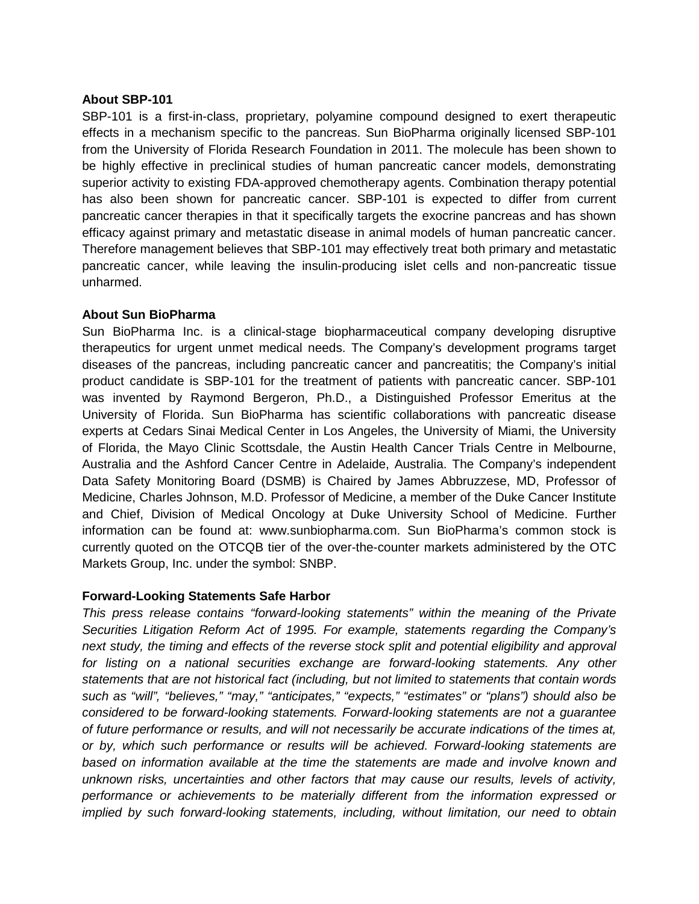**About SBP-101**

SBP-101 is a first-in-class, proprietary, polyamine compound designed to exert therapeutic effects in a mechanism specific to the pancreas. Sun BioPharma originally licensed SBP-101 from the University of Florida Research Foundation in 2011. The molecule has been shown to be highly effective in preclinical studies of human pancreatic cancer models, demonstrating superior activity to existing FDA-approved chemotherapy agents. Combination therapy potential has also been shown for pancreatic cancer. SBP-101 is expected to differ from current pancreatic cancer therapies in that it specifically targets the exocrine pancreas and has shown efficacy against primary and metastatic disease in animal models of human pancreatic cancer. Therefore management believes that SBP-101 may effectively treat both primary and metastatic pancreatic cancer, while leaving the insulin-producing islet cells and non-pancreatic tissue unharmed.

**About Sun BioPharma**

Sun BioPharma Inc. is a clinical-stage biopharmaceutical company developing disruptive therapeutics for urgent unmet medical needs. The Company's development programs target diseases of the pancreas, including pancreatic cancer and pancreatitis; the Company's initial product candidate is SBP-101 for the treatment of patients with pancreatic cancer. SBP-101 was invented by Raymond Bergeron, Ph.D., a Distinguished Professor Emeritus at the University of Florida. Sun BioPharma has scientific collaborations with pancreatic disease experts at Cedars Sinai Medical Center in Los Angeles, the University of Miami, the University of Florida, the Mayo Clinic Scottsdale, the Austin Health Cancer Trials Centre in Melbourne, Australia and the Ashford Cancer Centre in Adelaide, Australia. The Company's independent Data Safety Monitoring Board (DSMB) is Chaired by James Abbruzzese, MD, Professor of Medicine, Charles Johnson, M.D. Professor of Medicine, a member of the Duke Cancer Institute and Chief, Division of Medical Oncology at Duke University School of Medicine. Further information can be found at: www.sunbiopharma.com. Sun BioPharma's common stock is currently quoted on the OTCQB tier of the over-the-counter markets administered by the OTC Markets Group, Inc. under the symbol: SNBP.

**Forward-Looking Statements Safe Harbor**

*This press release contains "forward-looking statements" within the meaning of the Private Securities Litigation Reform Act of 1995. For example, statements regarding the Company's next study, the timing and effects of the reverse stock split and potential eligibility and approval for listing on a national securities exchange are forward-looking statements. Any other statements that are not historical fact (including, but not limited to statements that contain words such as "will", "believes," "may," "anticipates," "expects," "estimates" or "plans") should also be considered to be forward-looking statements. Forward-looking statements are not a guarantee of future performance or results, and will not necessarily be accurate indications of the times at, or by, which such performance or results will be achieved. Forward-looking statements are based on information available at the time the statements are made and involve known and unknown risks, uncertainties and other factors that may cause our results, levels of activity, performance or achievements to be materially different from the information expressed or implied by such forward-looking statements, including, without limitation, our need to obtain*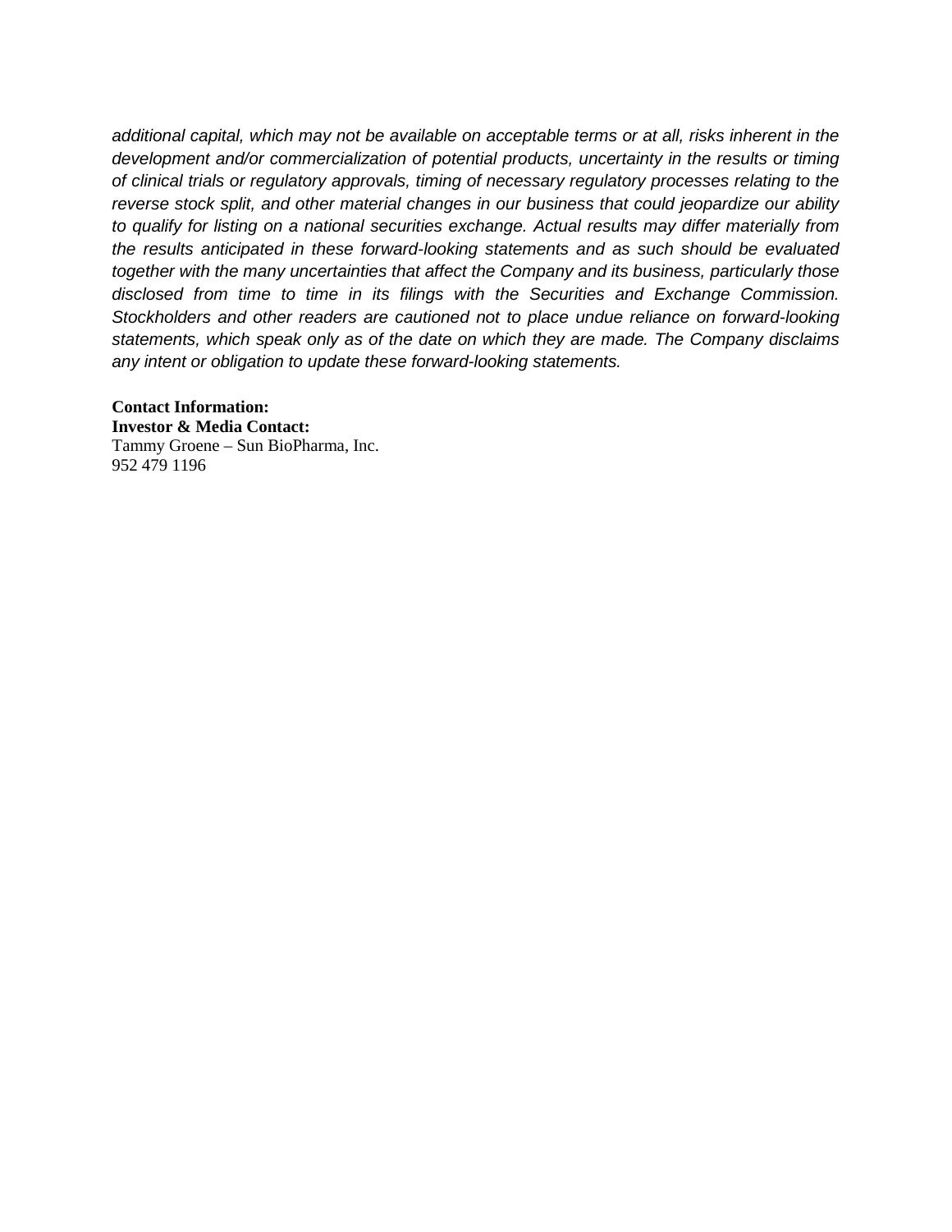*additional capital, which may not be available on acceptable terms or at all, risks inherent in the development and/or commercialization of potential products, uncertainty in the results or timing of clinical trials or regulatory approvals, timing of necessary regulatory processes relating to the reverse stock split, and other material changes in our business that could jeopardize our ability to qualify for listing on a national securities exchange. Actual results may differ materially from the results anticipated in these forward-looking statements and as such should be evaluated together with the many uncertainties that affect the Company and its business, particularly those disclosed from time to time in its filings with the Securities and Exchange Commission. Stockholders and other readers are cautioned not to place undue reliance on forward-looking statements, which speak only as of the date on which they are made. The Company disclaims any intent or obligation to update these forward-looking statements.*

**Contact Information:**
**Investor & Media Contact:**
Tammy Groene – Sun BioPharma, Inc.
952 479 1196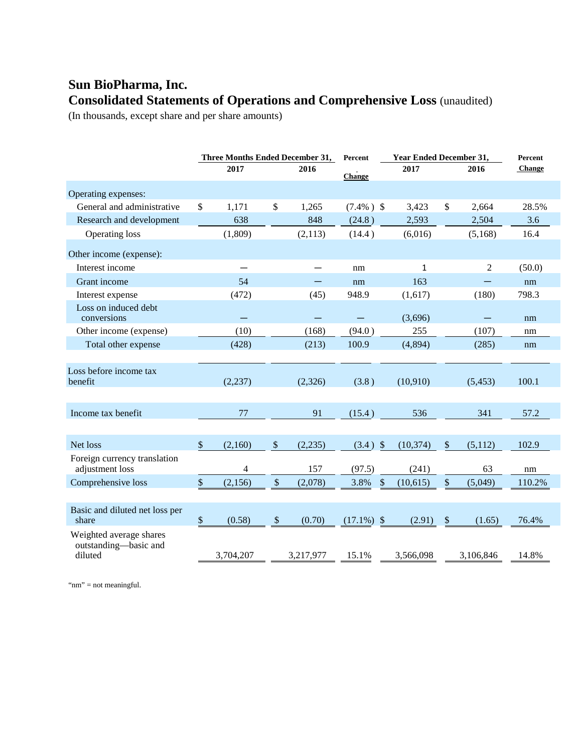# Sun BioPharma, Inc.

## Consolidated Statements of Operations and Comprehensive Loss (unaudited)

(In thousands, except share and per share amounts)

| | Three Months Ended December 31, 2017 | Three Months Ended December 31, 2016 | Percent Change | Year Ended December 31, 2017 | Year Ended December 31, 2016 | Percent Change |
|---|---|---|---|---|---|---|
| Operating expenses: | | | | | | |
| General and administrative | $ 1,171 | $ 1,265 | (7.4%) | $ 3,423 | $ 2,664 | 28.5% |
| Research and development | 638 | 848 | (24.8) | 2,593 | 2,504 | 3.6 |
| Operating loss | (1,809) | (2,113) | (14.4) | (6,016) | (5,168) | 16.4 |
| Other income (expense): | | | | | | |
| Interest income | — | — | nm | 1 | 2 | (50.0) |
| Grant income | 54 | — | nm | 163 | — | nm |
| Interest expense | (472) | (45) | 948.9 | (1,617) | (180) | 798.3 |
| Loss on induced debt conversions | — | — | — | (3,696) | — | nm |
| Other income (expense) | (10) | (168) | (94.0) | 255 | (107) | nm |
| Total other expense | (428) | (213) | 100.9 | (4,894) | (285) | nm |
| Loss before income tax benefit | (2,237) | (2,326) | (3.8) | (10,910) | (5,453) | 100.1 |
| Income tax benefit | 77 | 91 | (15.4) | 536 | 341 | 57.2 |
| Net loss | $ (2,160) | $ (2,235) | (3.4) | $ (10,374) | $ (5,112) | 102.9 |
| Foreign currency translation adjustment loss | 4 | 157 | (97.5) | (241) | 63 | nm |
| Comprehensive loss | $ (2,156) | $ (2,078) | 3.8% | $ (10,615) | $ (5,049) | 110.2% |
| Basic and diluted net loss per share | $ (0.58) | $ (0.70) | (17.1%) | $ (2.91) | $ (1.65) | 76.4% |
| Weighted average shares outstanding—basic and diluted | 3,704,207 | 3,217,977 | 15.1% | 3,566,098 | 3,106,846 | 14.8% |

"nm" = not meaningful.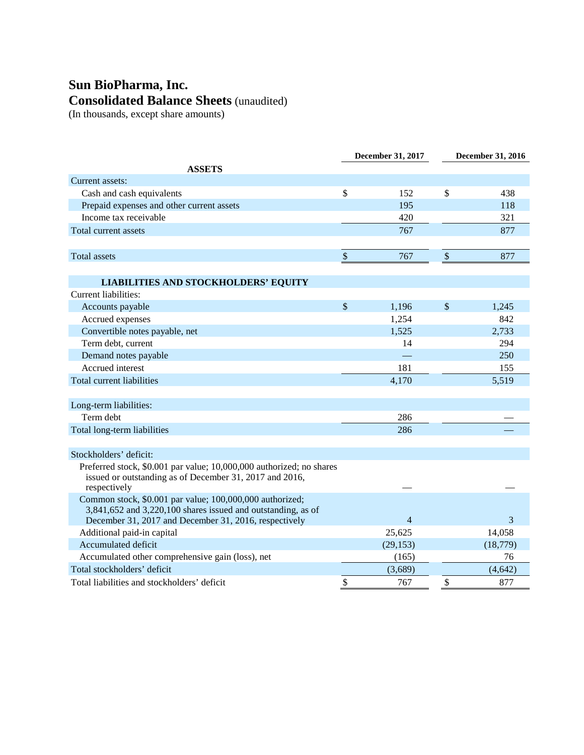# Sun BioPharma, Inc.

## Consolidated Balance Sheets (unaudited)

(In thousands, except share amounts)

| | December 31, 2017 | December 31, 2016 |
|---|---|---|
| **ASSETS** | | |
| Current assets: | | |
| Cash and cash equivalents | $ 152 | $ 438 |
| Prepaid expenses and other current assets | 195 | 118 |
| Income tax receivable | 420 | 321 |
| Total current assets | 767 | 877 |
| Total assets | $ 767 | $ 877 |
| **LIABILITIES AND STOCKHOLDERS' EQUITY** | | |
| Current liabilities: | | |
| Accounts payable | $ 1,196 | $ 1,245 |
| Accrued expenses | 1,254 | 842 |
| Convertible notes payable, net | 1,525 | 2,733 |
| Term debt, current | 14 | 294 |
| Demand notes payable | — | 250 |
| Accrued interest | 181 | 155 |
| Total current liabilities | 4,170 | 5,519 |
| Long-term liabilities: | | |
| Term debt | 286 | — |
| Total long-term liabilities | 286 | — |
| Stockholders' deficit: | | |
| Preferred stock, $0.001 par value; 10,000,000 authorized; no shares issued or outstanding as of December 31, 2017 and 2016, respectively | — | — |
| Common stock, $0.001 par value; 100,000,000 authorized; 3,841,652 and 3,220,100 shares issued and outstanding, as of December 31, 2017 and December 31, 2016, respectively | 4 | 3 |
| Additional paid-in capital | 25,625 | 14,058 |
| Accumulated deficit | (29,153) | (18,779) |
| Accumulated other comprehensive gain (loss), net | (165) | 76 |
| Total stockholders' deficit | (3,689) | (4,642) |
| Total liabilities and stockholders' deficit | $ 767 | $ 877 |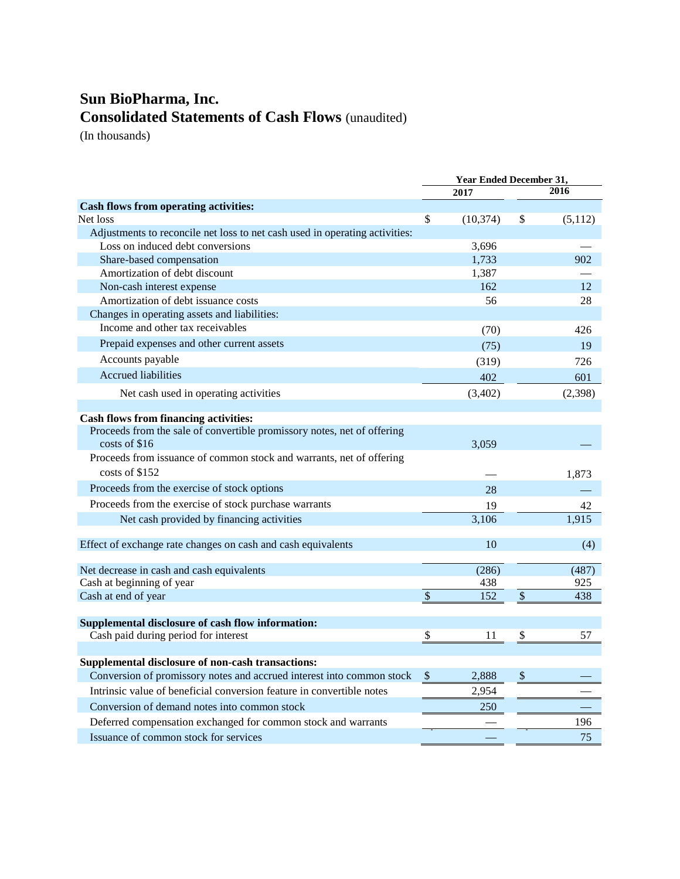# Sun BioPharma, Inc.

## Consolidated Statements of Cash Flows (unaudited)

(In thousands)

| | Year Ended December 31, | |
|---|---|---|
| | 2017 | 2016 |
| **Cash flows from operating activities:** | | |
| Net loss | $ (10,374) | $ (5,112) |
| Adjustments to reconcile net loss to net cash used in operating activities: | | |
| Loss on induced debt conversions | 3,696 | — |
| Share-based compensation | 1,733 | 902 |
| Amortization of debt discount | 1,387 | — |
| Non-cash interest expense | 162 | 12 |
| Amortization of debt issuance costs | 56 | 28 |
| Changes in operating assets and liabilities: | | |
| Income and other tax receivables | (70) | 426 |
| Prepaid expenses and other current assets | (75) | 19 |
| Accounts payable | (319) | 726 |
| Accrued liabilities | 402 | 601 |
| Net cash used in operating activities | (3,402) | (2,398) |
| | | |
| **Cash flows from financing activities:** | | |
| Proceeds from the sale of convertible promissory notes, net of offering costs of $16 | 3,059 | — |
| Proceeds from issuance of common stock and warrants, net of offering costs of $152 | — | 1,873 |
| Proceeds from the exercise of stock options | 28 | — |
| Proceeds from the exercise of stock purchase warrants | 19 | 42 |
| Net cash provided by financing activities | 3,106 | 1,915 |
| | | |
| Effect of exchange rate changes on cash and cash equivalents | 10 | (4) |
| | | |
| Net decrease in cash and cash equivalents | (286) | (487) |
| Cash at beginning of year | 438 | 925 |
| Cash at end of year | $ 152 | $ 438 |
| | | |
| **Supplemental disclosure of cash flow information:** | | |
| Cash paid during period for interest | $ 11 | $ 57 |
| | | |
| **Supplemental disclosure of non-cash transactions:** | | |
| Conversion of promissory notes and accrued interest into common stock | $ 2,888 | $ — |
| Intrinsic value of beneficial conversion feature in convertible notes | 2,954 | — |
| Conversion of demand notes into common stock | 250 | — |
| Deferred compensation exchanged for common stock and warrants | — | 196 |
| Issuance of common stock for services | — | 75 |